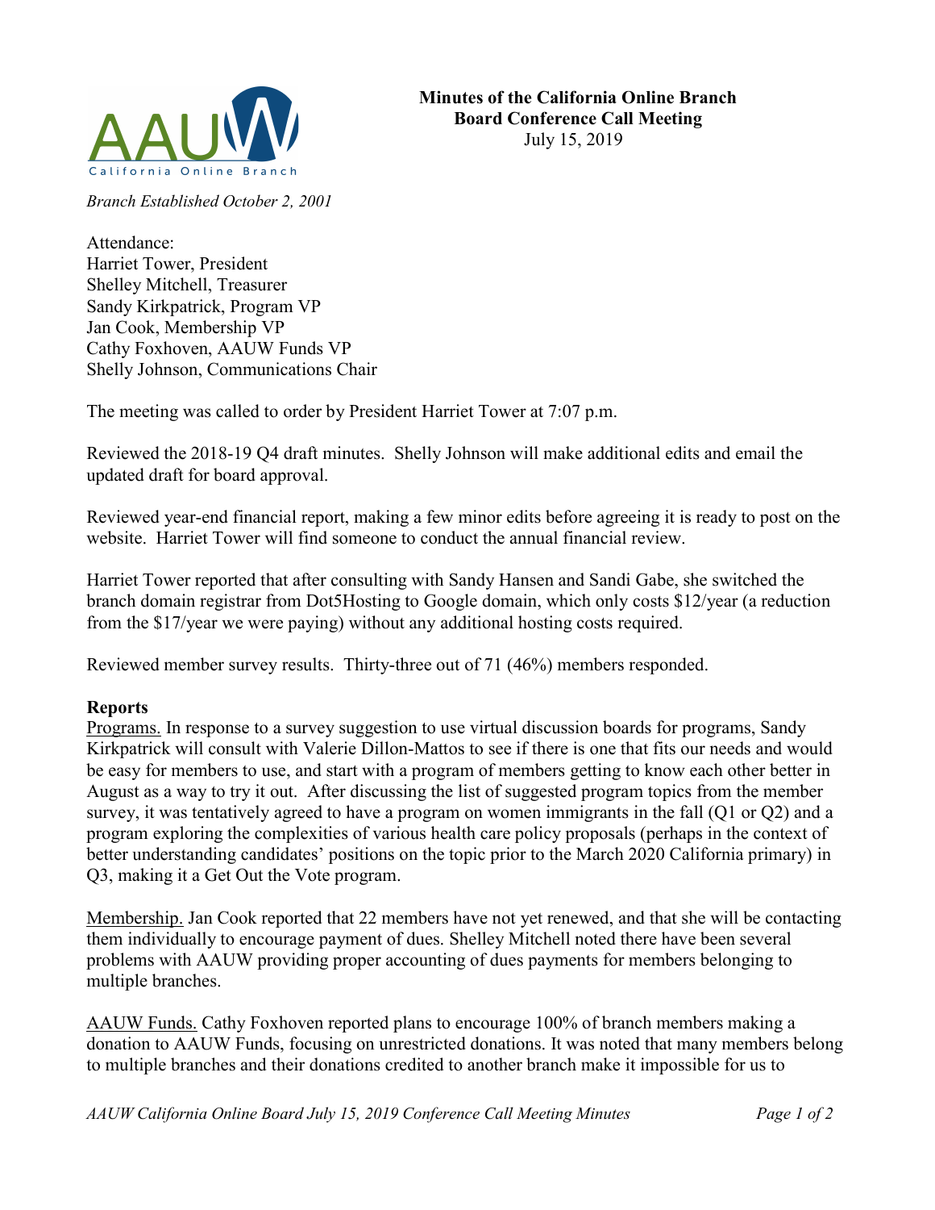# Minutes of the California Online Branch Board Conference Call Meeting

July 15, 2019

*Branch Established October 2, 2001*

Attendance:
Harriet Tower, President
Shelley Mitchell, Treasurer
Sandy Kirkpatrick, Program VP
Jan Cook, Membership VP
Cathy Foxhoven, AAUW Funds VP
Shelly Johnson, Communications Chair

The meeting was called to order by President Harriet Tower at 7:07 p.m.

Reviewed the 2018-19 Q4 draft minutes. Shelly Johnson will make additional edits and email the updated draft for board approval.

Reviewed year-end financial report, making a few minor edits before agreeing it is ready to post on the website. Harriet Tower will find someone to conduct the annual financial review.

Harriet Tower reported that after consulting with Sandy Hansen and Sandi Gabe, she switched the branch domain registrar from Dot5Hosting to Google domain, which only costs $12/year (a reduction from the $17/year we were paying) without any additional hosting costs required.

Reviewed member survey results. Thirty-three out of 71 (46%) members responded.

**Reports**

Programs. In response to a survey suggestion to use virtual discussion boards for programs, Sandy Kirkpatrick will consult with Valerie Dillon-Mattos to see if there is one that fits our needs and would be easy for members to use, and start with a program of members getting to know each other better in August as a way to try it out. After discussing the list of suggested program topics from the member survey, it was tentatively agreed to have a program on women immigrants in the fall (Q1 or Q2) and a program exploring the complexities of various health care policy proposals (perhaps in the context of better understanding candidates' positions on the topic prior to the March 2020 California primary) in Q3, making it a Get Out the Vote program.

Membership. Jan Cook reported that 22 members have not yet renewed, and that she will be contacting them individually to encourage payment of dues. Shelley Mitchell noted there have been several problems with AAUW providing proper accounting of dues payments for members belonging to multiple branches.

AAUW Funds. Cathy Foxhoven reported plans to encourage 100% of branch members making a donation to AAUW Funds, focusing on unrestricted donations. It was noted that many members belong to multiple branches and their donations credited to another branch make it impossible for us to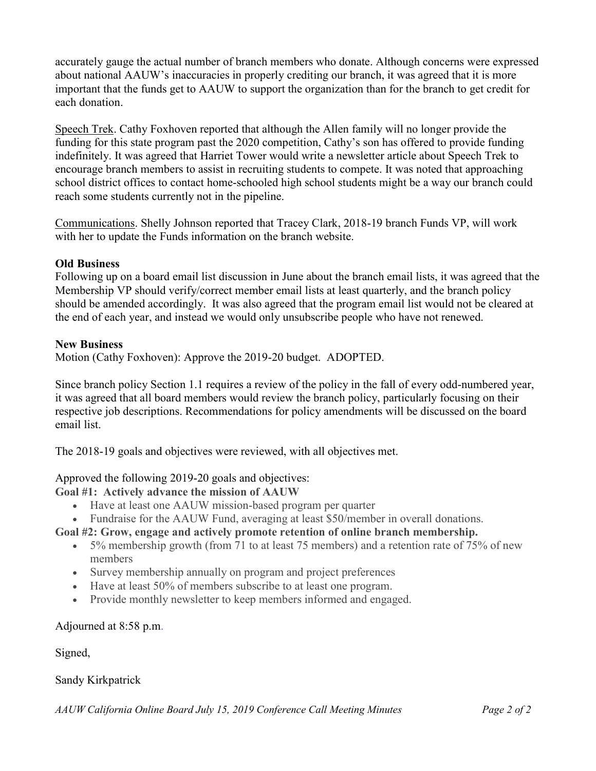accurately gauge the actual number of branch members who donate. Although concerns were expressed about national AAUW's inaccuracies in properly crediting our branch, it was agreed that it is more important that the funds get to AAUW to support the organization than for the branch to get credit for each donation.

Speech Trek. Cathy Foxhoven reported that although the Allen family will no longer provide the funding for this state program past the 2020 competition, Cathy's son has offered to provide funding indefinitely. It was agreed that Harriet Tower would write a newsletter article about Speech Trek to encourage branch members to assist in recruiting students to compete. It was noted that approaching school district offices to contact home-schooled high school students might be a way our branch could reach some students currently not in the pipeline.

Communications. Shelly Johnson reported that Tracey Clark, 2018-19 branch Funds VP, will work with her to update the Funds information on the branch website.

**Old Business**

Following up on a board email list discussion in June about the branch email lists, it was agreed that the Membership VP should verify/correct member email lists at least quarterly, and the branch policy should be amended accordingly. It was also agreed that the program email list would not be cleared at the end of each year, and instead we would only unsubscribe people who have not renewed.

**New Business**

Motion (Cathy Foxhoven): Approve the 2019-20 budget. ADOPTED.

Since branch policy Section 1.1 requires a review of the policy in the fall of every odd-numbered year, it was agreed that all board members would review the branch policy, particularly focusing on their respective job descriptions. Recommendations for policy amendments will be discussed on the board email list.

The 2018-19 goals and objectives were reviewed, with all objectives met.

Approved the following 2019-20 goals and objectives:

**Goal #1: Actively advance the mission of AAUW**

- Have at least one AAUW mission-based program per quarter
- Fundraise for the AAUW Fund, averaging at least $50/member in overall donations.

**Goal #2: Grow, engage and actively promote retention of online branch membership.**

- 5% membership growth (from 71 to at least 75 members) and a retention rate of 75% of new members
- Survey membership annually on program and project preferences
- Have at least 50% of members subscribe to at least one program.
- Provide monthly newsletter to keep members informed and engaged.

Adjourned at 8:58 p.m.

Signed,

Sandy Kirkpatrick